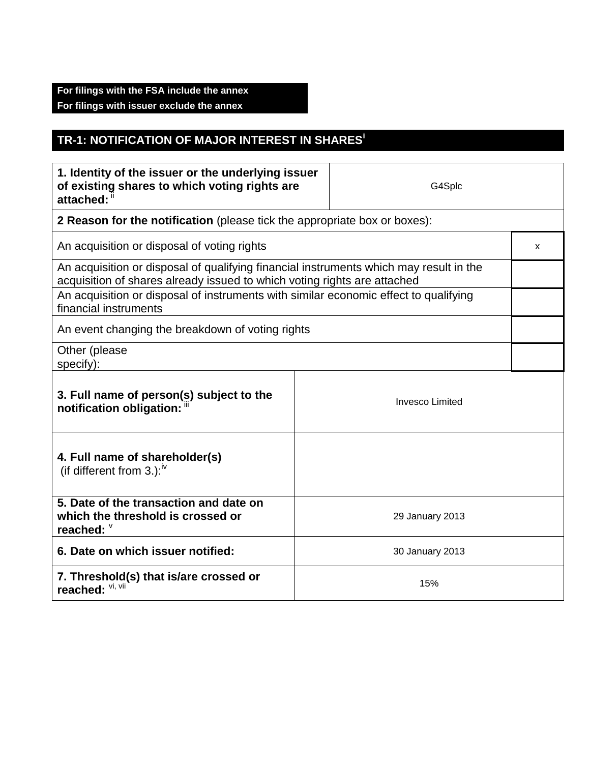**For filings with the FSA include the annex**
**For filings with issuer exclude the annex**

## TR-1: NOTIFICATION OF MAJOR INTEREST IN SHARES[i]

| | |
|---|---|
| **1. Identity of the issuer or the underlying issuer of existing shares to which voting rights are attached:** [ii] | G4Splc |

| **2 Reason for the notification** (please tick the appropriate box or boxes): | |
|---|---|
| An acquisition or disposal of voting rights | x |
| An acquisition or disposal of qualifying financial instruments which may result in the acquisition of shares already issued to which voting rights are attached | |
| An acquisition or disposal of instruments with similar economic effect to qualifying financial instruments | |
| An event changing the breakdown of voting rights | |
| Other (please specify): | |

| | |
|---|---|
| **3. Full name of person(s) subject to the notification obligation:** [iii] | Invesco Limited |
| **4. Full name of shareholder(s)** (if different from 3.):[iv] | |
| **5. Date of the transaction and date on which the threshold is crossed or reached:** [v] | 29 January 2013 |
| **6. Date on which issuer notified:** | 30 January 2013 |
| **7. Threshold(s) that is/are crossed or reached:** [vi, vii] | 15% |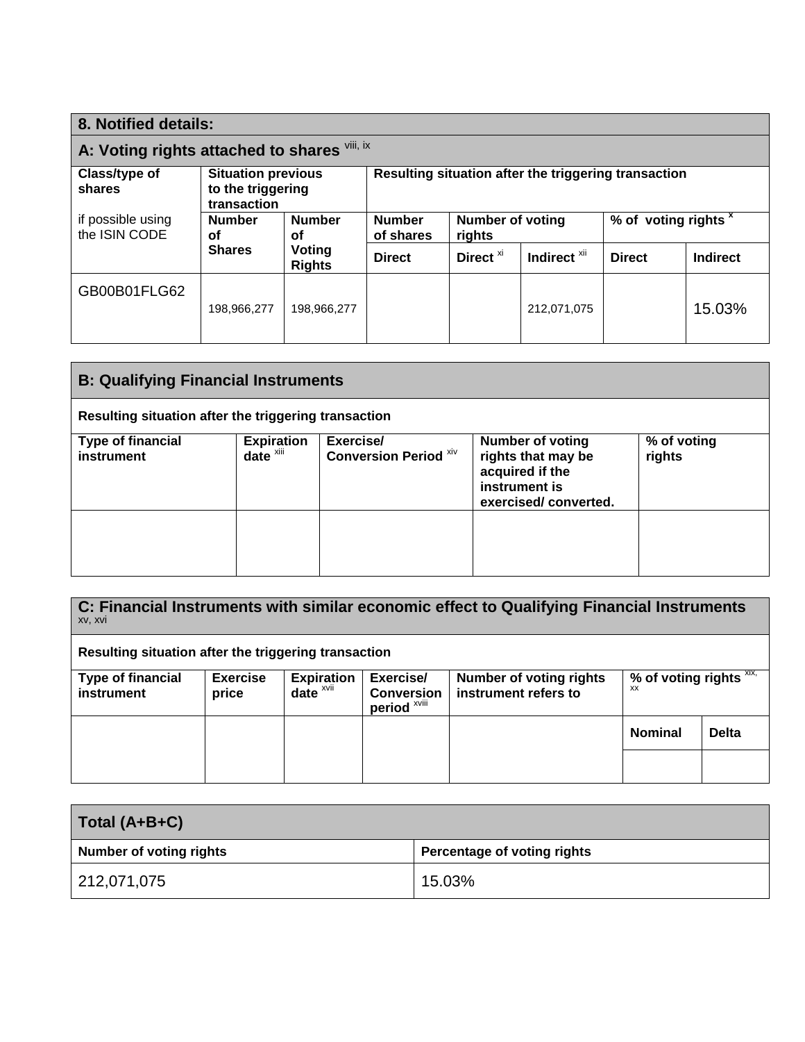## 8. Notified details:

### A: Voting rights attached to shares [viii, ix]

| Class/type of shares<br><br>if possible using the ISIN CODE | Situation previous to the triggering transaction | | Resulting situation after the triggering transaction | | | | |
|---|---|---|---|---|---|---|---|
| | Number of Shares | Number of Voting Rights | Number of shares | Number of voting rights | | % of voting rights [x] | |
| | | | Direct | Direct [xi] | Indirect [xii] | Direct | Indirect |
| GB00B01FLG62 | 198,966,277 | 198,966,277 | | | 212,071,075 | | 15.03% |

### B: Qualifying Financial Instruments

**Resulting situation after the triggering transaction**

| Type of financial instrument | Expiration date [xiii] | Exercise/ Conversion Period [xiv] | Number of voting rights that may be acquired if the instrument is exercised/ converted. | % of voting rights |
|---|---|---|---|---|
| | | | | |

### C: Financial Instruments with similar economic effect to Qualifying Financial Instruments [xv, xvi]

**Resulting situation after the triggering transaction**

| Type of financial instrument | Exercise price | Expiration date [xvii] | Exercise/ Conversion period [xviii] | Number of voting rights instrument refers to | % of voting rights [xix, xx] | |
|---|---|---|---|---|---|---|
| | | | | | Nominal | Delta |
| | | | | | | |

### Total (A+B+C)

| Number of voting rights | Percentage of voting rights |
|---|---|
| 212,071,075 | 15.03% |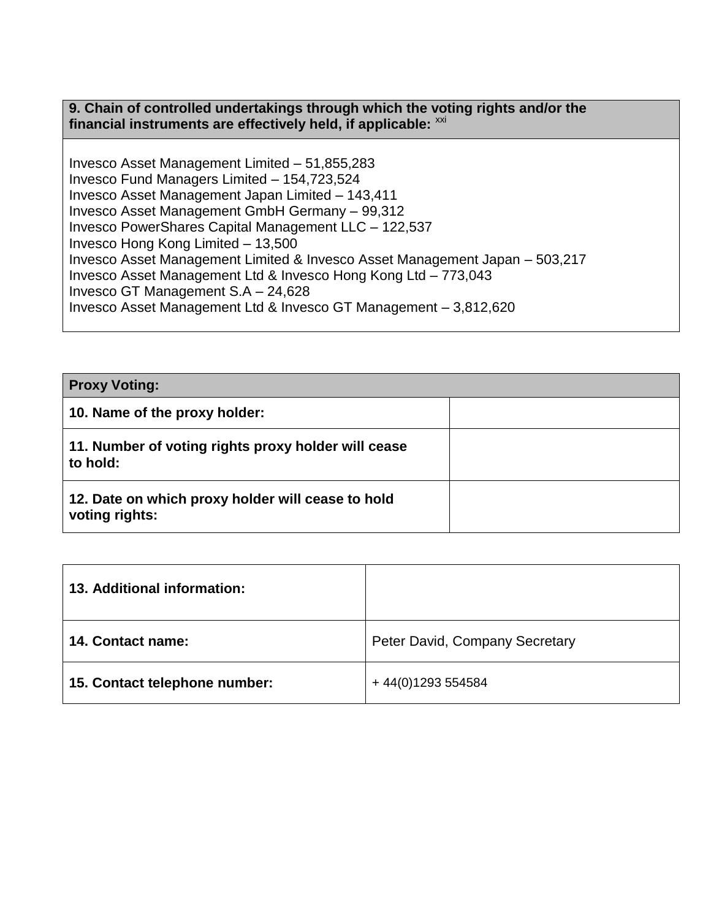| 9. Chain of controlled undertakings through which the voting rights and/or the financial instruments are effectively held, if applicable: [xxi] |
|---|
| Invesco Asset Management Limited – 51,855,283<br>Invesco Fund Managers Limited – 154,723,524<br>Invesco Asset Management Japan Limited – 143,411<br>Invesco Asset Management GmbH Germany – 99,312<br>Invesco PowerShares Capital Management LLC – 122,537<br>Invesco Hong Kong Limited – 13,500<br>Invesco Asset Management Limited & Invesco Asset Management Japan – 503,217<br>Invesco Asset Management Ltd & Invesco Hong Kong Ltd – 773,043<br>Invesco GT Management S.A – 24,628<br>Invesco Asset Management Ltd & Invesco GT Management – 3,812,620 |

| **Proxy Voting:** | |
|---|---|
| **10. Name of the proxy holder:** | |
| **11. Number of voting rights proxy holder will cease to hold:** | |
| **12. Date on which proxy holder will cease to hold voting rights:** | |

| | |
|---|---|
| **13. Additional information:** | |
| **14. Contact name:** | Peter David, Company Secretary |
| **15. Contact telephone number:** | + 44(0)1293 554584 |